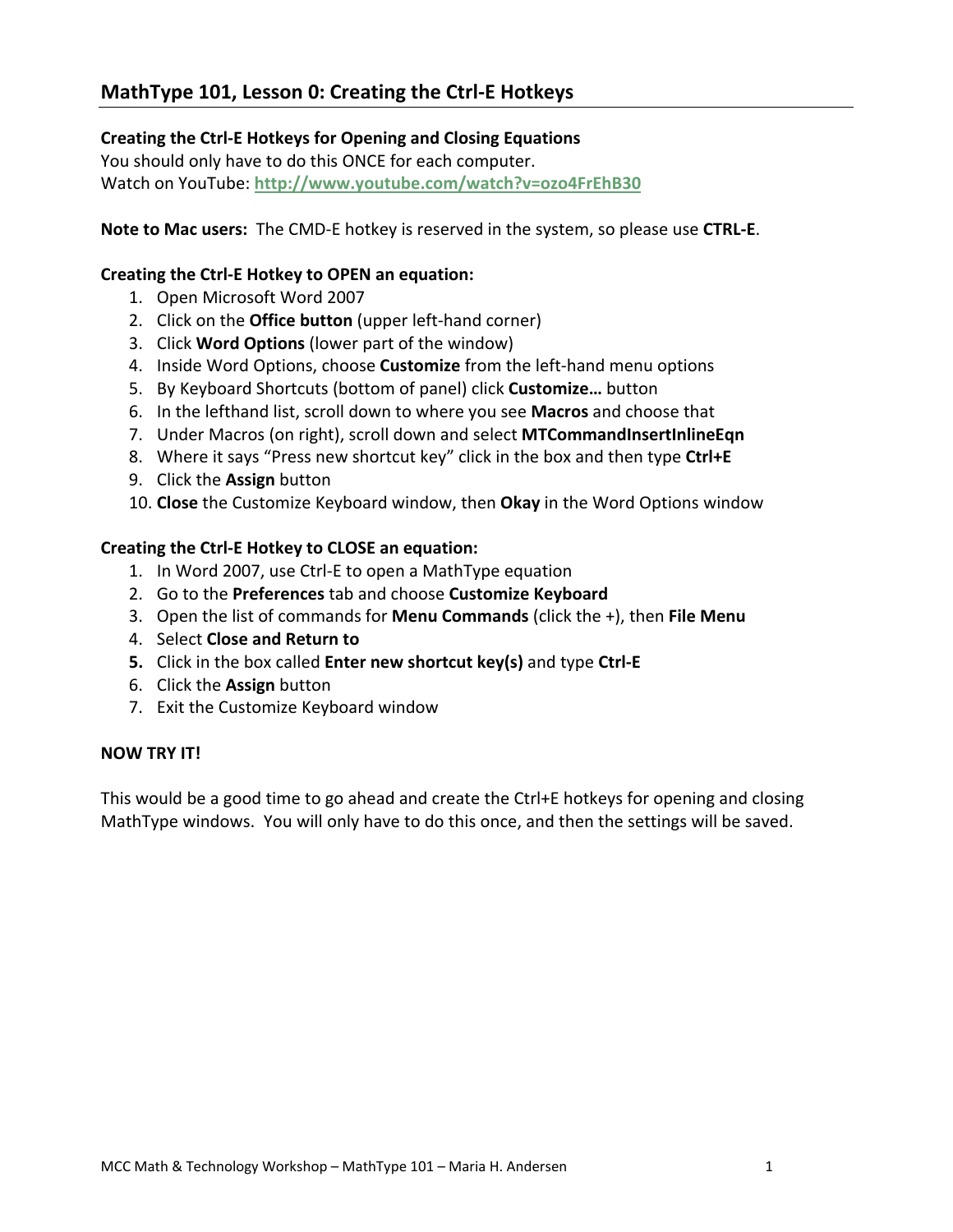## MathType 101, Lesson 0: Creating the Ctrl-E Hotkeys

**Creating the Ctrl-E Hotkeys for Opening and Closing Equations**
You should only have to do this ONCE for each computer.
Watch on YouTube: **http://www.youtube.com/watch?v=ozo4FrEhB30**

**Note to Mac users:** The CMD-E hotkey is reserved in the system, so please use **CTRL-E**.

**Creating the Ctrl-E Hotkey to OPEN an equation:**

1. Open Microsoft Word 2007
2. Click on the **Office button** (upper left-hand corner)
3. Click **Word Options** (lower part of the window)
4. Inside Word Options, choose **Customize** from the left-hand menu options
5. By Keyboard Shortcuts (bottom of panel) click **Customize…** button
6. In the lefthand list, scroll down to where you see **Macros** and choose that
7. Under Macros (on right), scroll down and select **MTCommandInsertInlineEqn**
8. Where it says "Press new shortcut key" click in the box and then type **Ctrl+E**
9. Click the **Assign** button
10. **Close** the Customize Keyboard window, then **Okay** in the Word Options window

**Creating the Ctrl-E Hotkey to CLOSE an equation:**

1. In Word 2007, use Ctrl-E to open a MathType equation
2. Go to the **Preferences** tab and choose **Customize Keyboard**
3. Open the list of commands for **Menu Commands** (click the +), then **File Menu**
4. Select **Close and Return to**
5. Click in the box called **Enter new shortcut key(s)** and type **Ctrl-E**
6. Click the **Assign** button
7. Exit the Customize Keyboard window

**NOW TRY IT!**

This would be a good time to go ahead and create the Ctrl+E hotkeys for opening and closing MathType windows. You will only have to do this once, and then the settings will be saved.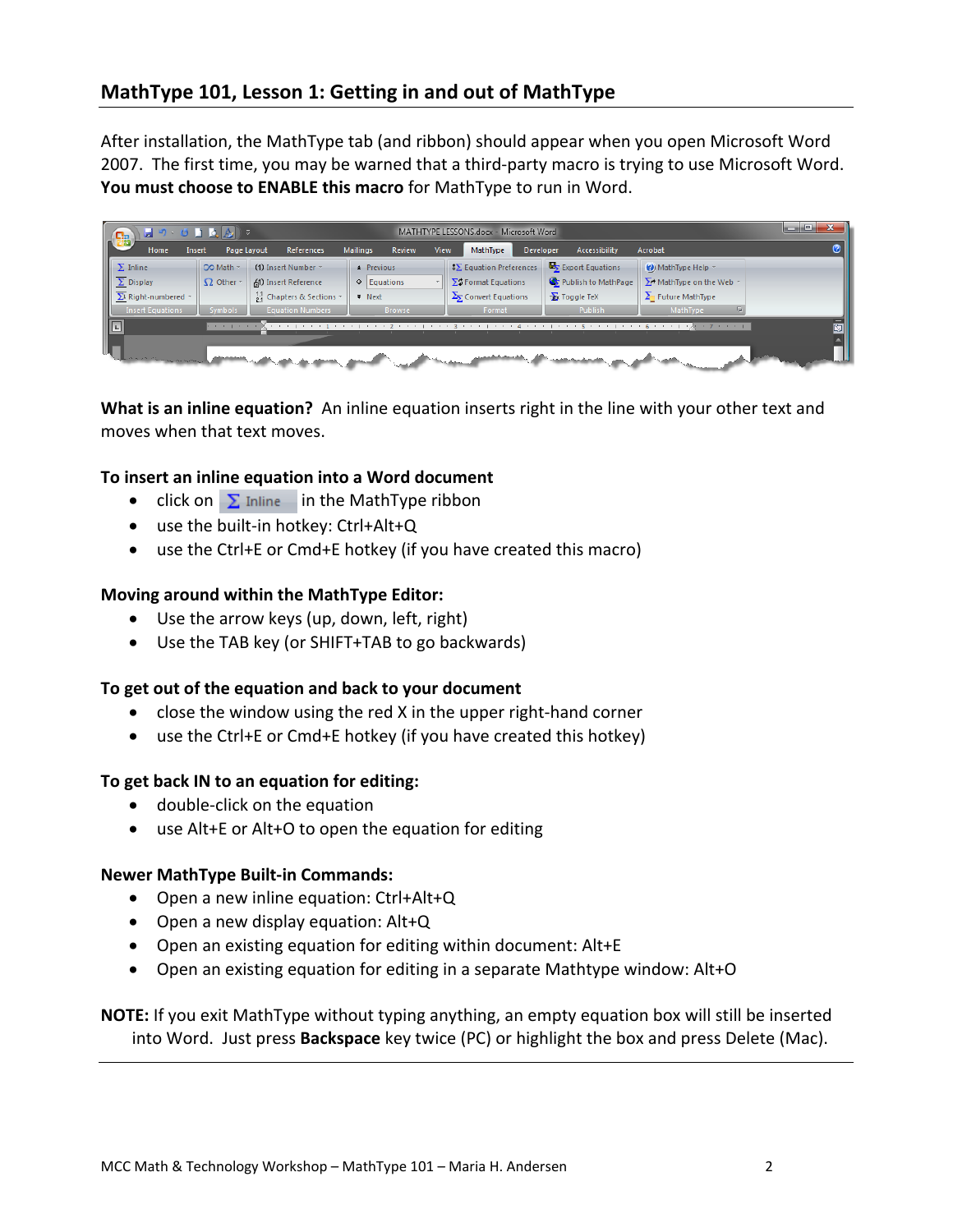## MathType 101, Lesson 1: Getting in and out of MathType

After installation, the MathType tab (and ribbon) should appear when you open Microsoft Word 2007. The first time, you may be warned that a third-party macro is trying to use Microsoft Word. **You must choose to ENABLE this macro** for MathType to run in Word.

**What is an inline equation?** An inline equation inserts right in the line with your other text and moves when that text moves.

**To insert an inline equation into a Word document**

- click on Σ Inline in the MathType ribbon
- use the built-in hotkey: Ctrl+Alt+Q
- use the Ctrl+E or Cmd+E hotkey (if you have created this macro)

**Moving around within the MathType Editor:**

- Use the arrow keys (up, down, left, right)
- Use the TAB key (or SHIFT+TAB to go backwards)

**To get out of the equation and back to your document**

- close the window using the red X in the upper right-hand corner
- use the Ctrl+E or Cmd+E hotkey (if you have created this hotkey)

**To get back IN to an equation for editing:**

- double-click on the equation
- use Alt+E or Alt+O to open the equation for editing

**Newer MathType Built-in Commands:**

- Open a new inline equation: Ctrl+Alt+Q
- Open a new display equation: Alt+Q
- Open an existing equation for editing within document: Alt+E
- Open an existing equation for editing in a separate Mathtype window: Alt+O

**NOTE:** If you exit MathType without typing anything, an empty equation box will still be inserted into Word. Just press **Backspace** key twice (PC) or highlight the box and press Delete (Mac).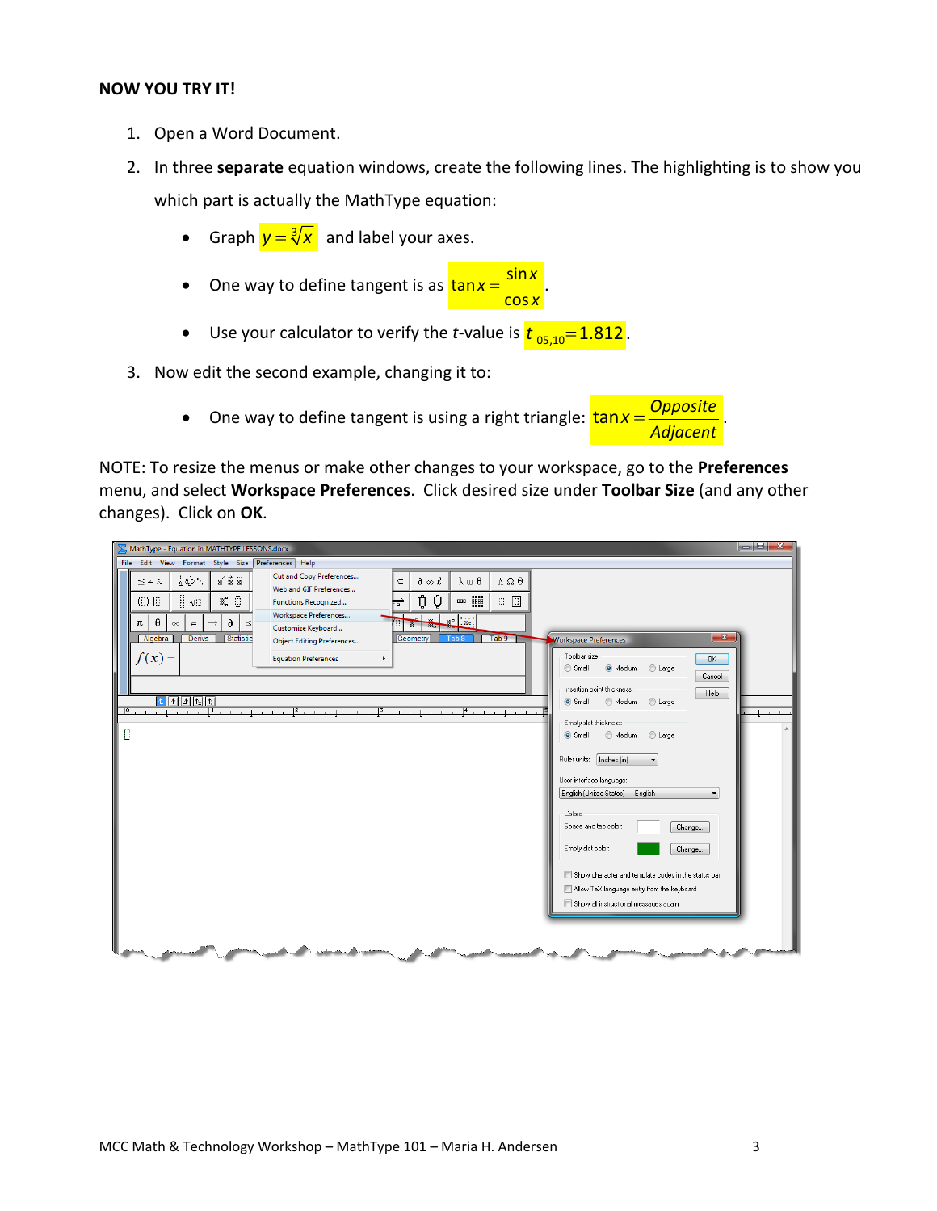**NOW YOU TRY IT!**

1. Open a Word Document.
2. In three **separate** equation windows, create the following lines. The highlighting is to show you which part is actually the MathType equation:
   - Graph $y = \sqrt[3]{x}$ and label your axes.
   - One way to define tangent is as $\tan x = \dfrac{\sin x}{\cos x}$.
   - Use your calculator to verify the *t*-value is $t_{05,10} = 1.812$.
3. Now edit the second example, changing it to:
   - One way to define tangent is using a right triangle: $\tan x = \dfrac{Opposite}{Adjacent}$.

NOTE: To resize the menus or make other changes to your workspace, go to the **Preferences** menu, and select **Workspace Preferences**. Click desired size under **Toolbar Size** (and any other changes). Click on **OK**.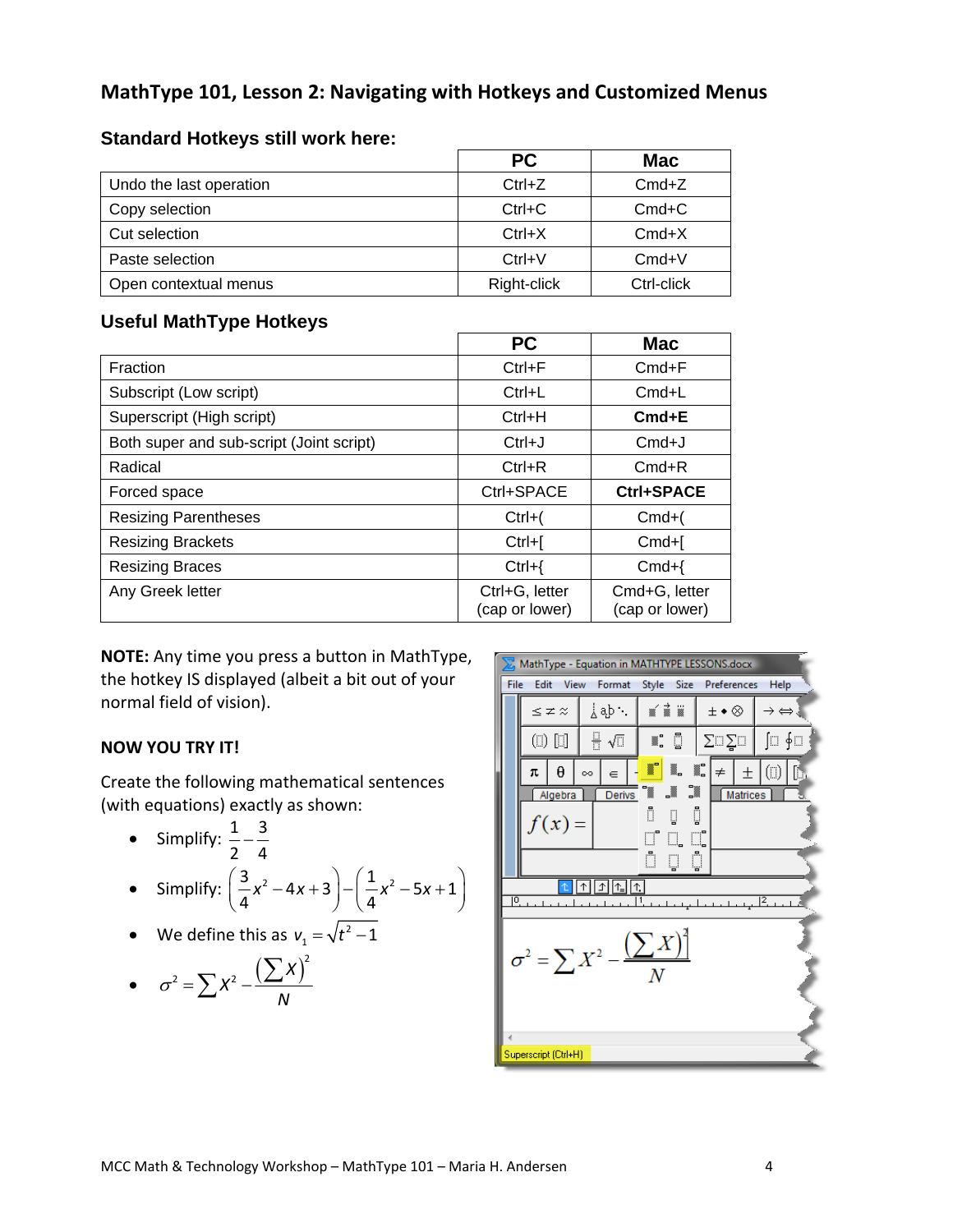## MathType 101, Lesson 2: Navigating with Hotkeys and Customized Menus

### Standard Hotkeys still work here:

| | PC | Mac |
|---|---|---|
| Undo the last operation | Ctrl+Z | Cmd+Z |
| Copy selection | Ctrl+C | Cmd+C |
| Cut selection | Ctrl+X | Cmd+X |
| Paste selection | Ctrl+V | Cmd+V |
| Open contextual menus | Right-click | Ctrl-click |

### Useful MathType Hotkeys

| | PC | Mac |
|---|---|---|
| Fraction | Ctrl+F | Cmd+F |
| Subscript (Low script) | Ctrl+L | Cmd+L |
| Superscript (High script) | Ctrl+H | **Cmd+E** |
| Both super and sub-script (Joint script) | Ctrl+J | Cmd+J |
| Radical | Ctrl+R | Cmd+R |
| Forced space | Ctrl+SPACE | **Ctrl+SPACE** |
| Resizing Parentheses | Ctrl+( | Cmd+( |
| Resizing Brackets | Ctrl+[ | Cmd+[ |
| Resizing Braces | Ctrl+{ | Cmd+{ |
| Any Greek letter | Ctrl+G, letter (cap or lower) | Cmd+G, letter (cap or lower) |

**NOTE:** Any time you press a button in MathType, the hotkey IS displayed (albeit a bit out of your normal field of vision).

**NOW YOU TRY IT!**

Create the following mathematical sentences (with equations) exactly as shown:

- Simplify: $\frac{1}{2}-\frac{3}{4}$
- Simplify: $\left(\frac{3}{4}x^2-4x+3\right)-\left(\frac{1}{4}x^2-5x+1\right)$
- We define this as $v_1=\sqrt{t^2-1}$
- $\sigma^2=\sum X^2-\frac{\left(\sum X\right)^2}{N}$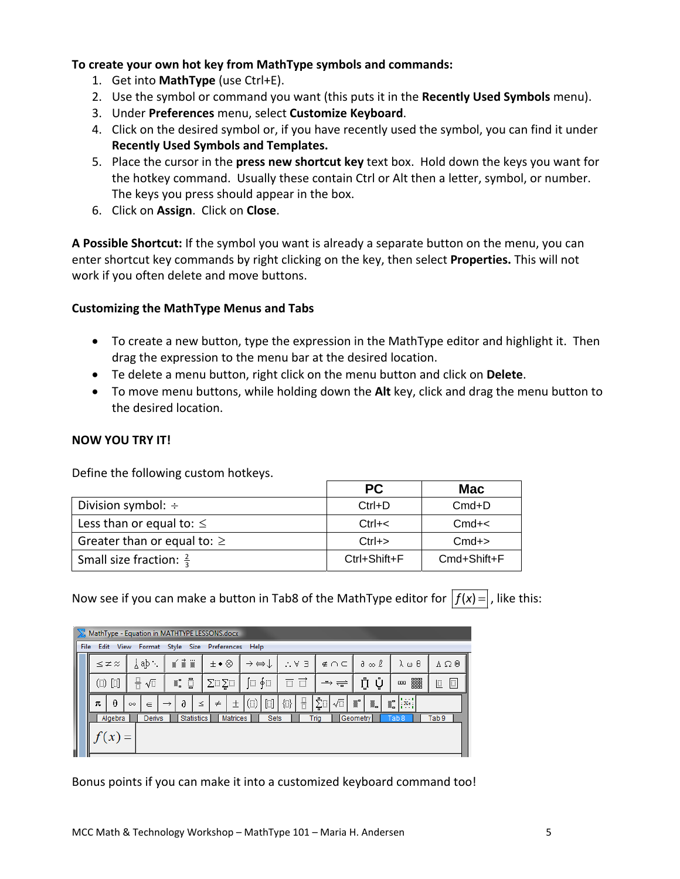**To create your own hot key from MathType symbols and commands:**

1. Get into **MathType** (use Ctrl+E).
2. Use the symbol or command you want (this puts it in the **Recently Used Symbols** menu).
3. Under **Preferences** menu, select **Customize Keyboard**.
4. Click on the desired symbol or, if you have recently used the symbol, you can find it under **Recently Used Symbols and Templates.**
5. Place the cursor in the **press new shortcut key** text box. Hold down the keys you want for the hotkey command. Usually these contain Ctrl or Alt then a letter, symbol, or number. The keys you press should appear in the box.
6. Click on **Assign**. Click on **Close**.

**A Possible Shortcut:** If the symbol you want is already a separate button on the menu, you can enter shortcut key commands by right clicking on the key, then select **Properties.** This will not work if you often delete and move buttons.

**Customizing the MathType Menus and Tabs**

- To create a new button, type the expression in the MathType editor and highlight it. Then drag the expression to the menu bar at the desired location.
- Te delete a menu button, right click on the menu button and click on **Delete**.
- To move menu buttons, while holding down the **Alt** key, click and drag the menu button to the desired location.

**NOW YOU TRY IT!**

Define the following custom hotkeys.

| | PC | Mac |
|---|---|---|
| Division symbol: $\div$ | Ctrl+D | Cmd+D |
| Less than or equal to: $\leq$ | Ctrl+< | Cmd+< |
| Greater than or equal to: $\geq$ | Ctrl+> | Cmd+> |
| Small size fraction: $\frac{2}{3}$ | Ctrl+Shift+F | Cmd+Shift+F |

Now see if you can make a button in Tab8 of the MathType editor for $\boxed{f(x)=}$, like this:

Bonus points if you can make it into a customized keyboard command too!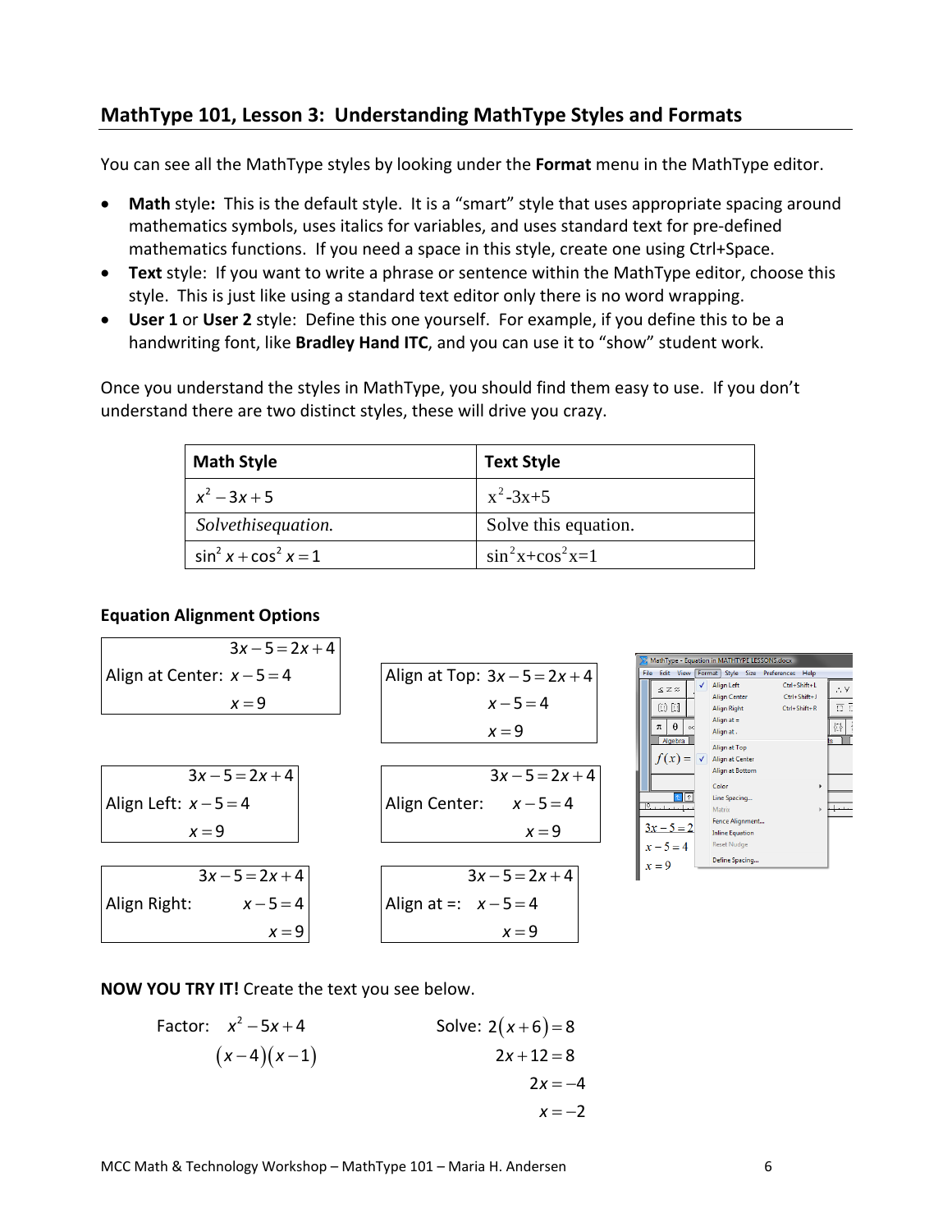## MathType 101, Lesson 3: Understanding MathType Styles and Formats

You can see all the MathType styles by looking under the **Format** menu in the MathType editor.

- **Math** style**:** This is the default style. It is a "smart" style that uses appropriate spacing around mathematics symbols, uses italics for variables, and uses standard text for pre-defined mathematics functions. If you need a space in this style, create one using Ctrl+Space.
- **Text** style: If you want to write a phrase or sentence within the MathType editor, choose this style. This is just like using a standard text editor only there is no word wrapping.
- **User 1** or **User 2** style: Define this one yourself. For example, if you define this to be a handwriting font, like **Bradley Hand ITC**, and you can use it to "show" student work.

Once you understand the styles in MathType, you should find them easy to use. If you don't understand there are two distinct styles, these will drive you crazy.

| Math Style | Text Style |
|---|---|
| $x^2 - 3x + 5$ | x$^2$-3x+5 |
| *Solvethisequation.* | Solve this equation. |
| $\sin^2 x + \cos^2 x = 1$ | sin$^2$x+cos$^2$x=1 |

**Equation Alignment Options**

Align at Center:
$$\begin{gathered} 3x - 5 = 2x + 4 \\ x - 5 = 4 \\ x = 9 \end{gathered}$$

Align at Top:
$$\begin{gathered} 3x - 5 = 2x + 4 \\ x - 5 = 4 \\ x = 9 \end{gathered}$$

Align Left:
$$\begin{array}{l} 3x - 5 = 2x + 4 \\ x - 5 = 4 \\ x = 9 \end{array}$$

Align Center:
$$\begin{gathered} 3x - 5 = 2x + 4 \\ x - 5 = 4 \\ x = 9 \end{gathered}$$

Align Right:
$$\begin{array}{r} 3x - 5 = 2x + 4 \\ x - 5 = 4 \\ x = 9 \end{array}$$

Align at =:
$$\begin{aligned} 3x - 5 &= 2x + 4 \\ x - 5 &= 4 \\ x &= 9 \end{aligned}$$

**NOW YOU TRY IT!** Create the text you see below.

Factor:
$$\begin{gathered} x^2 - 5x + 4 \\ (x-4)(x-1) \end{gathered}$$

Solve:
$$\begin{aligned} 2(x+6) &= 8 \\ 2x + 12 &= 8 \\ 2x &= -4 \\ x &= -2 \end{aligned}$$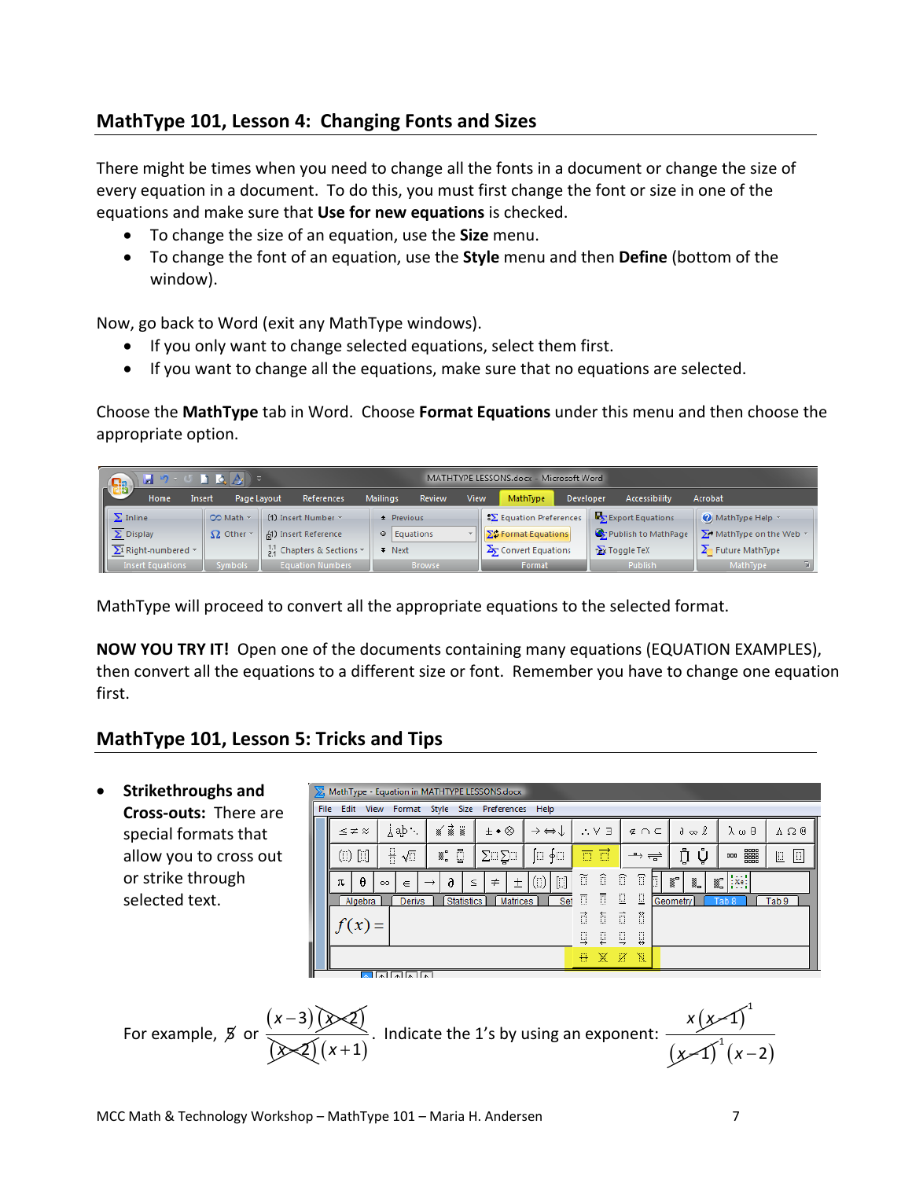## MathType 101, Lesson 4: Changing Fonts and Sizes

There might be times when you need to change all the fonts in a document or change the size of every equation in a document. To do this, you must first change the font or size in one of the equations and make sure that **Use for new equations** is checked.

- To change the size of an equation, use the **Size** menu.
- To change the font of an equation, use the **Style** menu and then **Define** (bottom of the window).

Now, go back to Word (exit any MathType windows).

- If you only want to change selected equations, select them first.
- If you want to change all the equations, make sure that no equations are selected.

Choose the **MathType** tab in Word. Choose **Format Equations** under this menu and then choose the appropriate option.

MathType will proceed to convert all the appropriate equations to the selected format.

**NOW YOU TRY IT!** Open one of the documents containing many equations (EQUATION EXAMPLES), then convert all the equations to a different size or font. Remember you have to change one equation first.

## MathType 101, Lesson 5: Tricks and Tips

- **Strikethroughs and Cross-outs:** There are special formats that allow you to cross out or strike through selected text.

For example, $\require{cancel}\cancel{5}$ or $\dfrac{(x-3)\cancel{(x-2)}}{\cancel{(x-2)}(x+1)}$. Indicate the 1's by using an exponent: $\dfrac{x\cancel{(x-1)}^{1}}{\cancel{(x-1)}^{1}(x-2)}$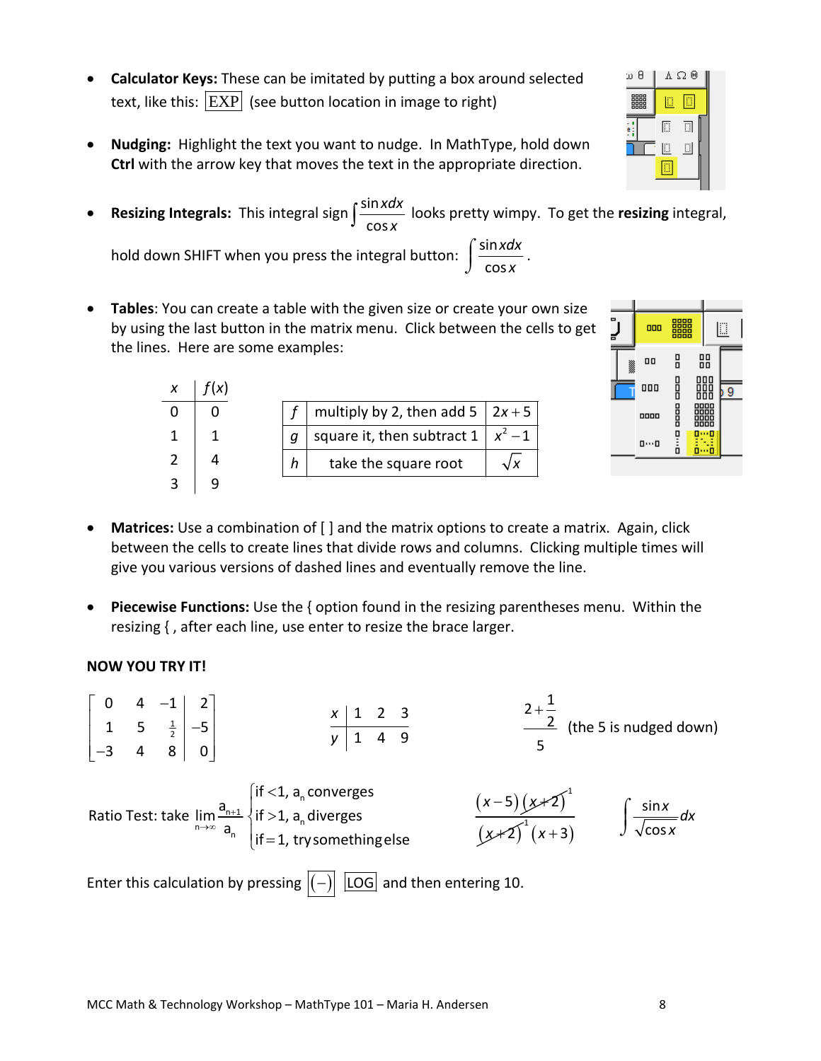- **Calculator Keys:** These can be imitated by putting a box around selected text, like this: $\boxed{\text{EXP}}$ (see button location in image to right)

- **Nudging:** Highlight the text you want to nudge. In MathType, hold down **Ctrl** with the arrow key that moves the text in the appropriate direction.

- **Resizing Integrals:** This integral sign $\int \frac{\sin x dx}{\cos x}$ looks pretty wimpy. To get the **resizing** integral, hold down SHIFT when you press the integral button: $\displaystyle\int \frac{\sin x dx}{\cos x}$.

- **Tables**: You can create a table with the given size or create your own size by using the last button in the matrix menu. Click between the cells to get the lines. Here are some examples:

| $x$ | $f(x)$ |
|---|---|
| 0 | 0 |
| 1 | 1 |
| 2 | 4 |
| 3 | 9 |

| | | |
|---|---|---|
| $f$ | multiply by 2, then add 5 | $2x+5$ |
| $g$ | square it, then subtract 1 | $x^2-1$ |
| $h$ | take the square root | $\sqrt{x}$ |

- **Matrices:** Use a combination of [ ] and the matrix options to create a matrix. Again, click between the cells to create lines that divide rows and columns. Clicking multiple times will give you various versions of dashed lines and eventually remove the line.

- **Piecewise Functions:** Use the { option found in the resizing parentheses menu. Within the resizing { , after each line, use enter to resize the brace larger.

**NOW YOU TRY IT!**

$$\left[\begin{array}{ccc|c} 0 & 4 & -1 & 2 \\ 1 & 5 & \frac{1}{2} & -5 \\ -3 & 4 & 8 & 0 \end{array}\right]$$

| $x$ | 1 | 2 | 3 |
|---|---|---|---|
| $y$ | 1 | 4 | 9 |

$$\frac{2+\frac{1}{2}}{5}$$ (the 5 is nudged down)

Ratio Test: take $\lim\limits_{n\to\infty} \frac{a_{n+1}}{a_n} \begin{cases} \text{if } <1,\ a_n \text{ converges} \\ \text{if } >1,\ a_n \text{ diverges} \\ \text{if} =1, \text{ try something else} \end{cases}$

$$\frac{(x-5)\cancel{(x+2)}^1}{\cancel{(x+2)}^1(x+3)}$$

$$\int \frac{\sin x}{\sqrt{\cos x}}dx$$

Enter this calculation by pressing $\boxed{(-)}$ $\boxed{\text{LOG}}$ and then entering 10.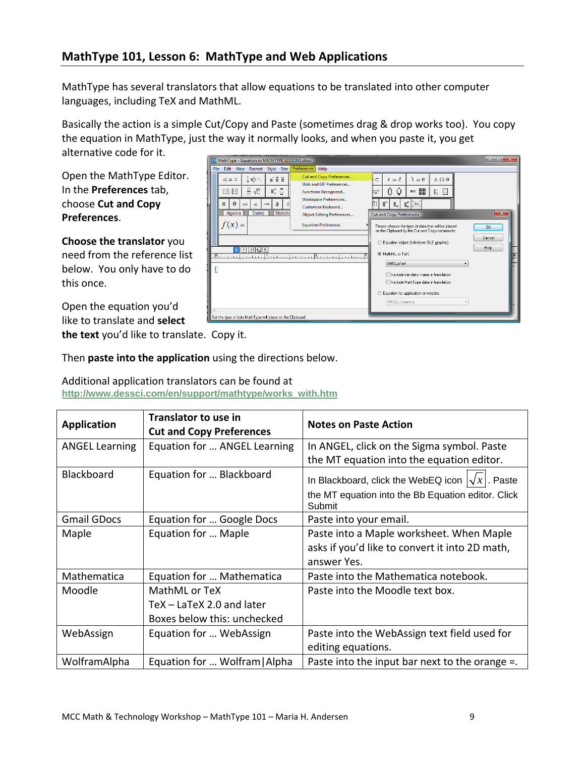## MathType 101, Lesson 6: MathType and Web Applications

MathType has several translators that allow equations to be translated into other computer languages, including TeX and MathML.

Basically the action is a simple Cut/Copy and Paste (sometimes drag & drop works too). You copy the equation in MathType, just the way it normally looks, and when you paste it, you get alternative code for it.

Open the MathType Editor. In the **Preferences** tab, choose **Cut and Copy Preferences**.

**Choose the translator** you need from the reference list below. You only have to do this once.

Open the equation you'd like to translate and **select the text** you'd like to translate. Copy it.

Then **paste into the application** using the directions below.

Additional application translators can be found at
http://www.dessci.com/en/support/mathtype/works_with.htm

| Application | Translator to use in Cut and Copy Preferences | Notes on Paste Action |
|---|---|---|
| ANGEL Learning | Equation for … ANGEL Learning | In ANGEL, click on the Sigma symbol. Paste the MT equation into the equation editor. |
| Blackboard | Equation for … Blackboard | In Blackboard, click the WebEQ icon $\sqrt{x}$. Paste the MT equation into the Bb Equation editor. Click Submit |
| Gmail GDocs | Equation for … Google Docs | Paste into your email. |
| Maple | Equation for … Maple | Paste into a Maple worksheet. When Maple asks if you'd like to convert it into 2D math, answer Yes. |
| Mathematica | Equation for … Mathematica | Paste into the Mathematica notebook. |
| Moodle | MathML or TeX<br>TeX – LaTeX 2.0 and later<br>Boxes below this: unchecked | Paste into the Moodle text box. |
| WebAssign | Equation for … WebAssign | Paste into the WebAssign text field used for editing equations. |
| WolframAlpha | Equation for … Wolfram\|Alpha | Paste into the input bar next to the orange =. |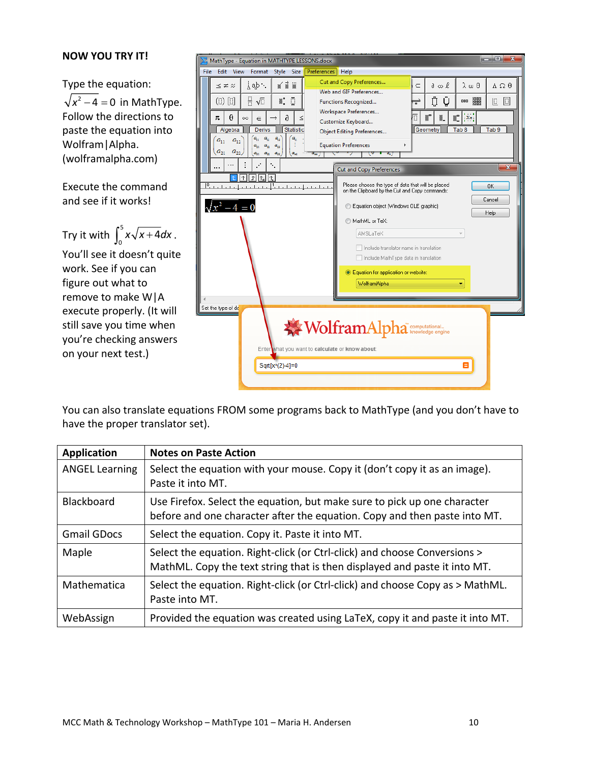**NOW YOU TRY IT!**

Type the equation: $\sqrt{x^2 - 4} = 0$ in MathType. Follow the directions to paste the equation into Wolfram|Alpha. (wolframalpha.com)

Execute the command and see if it works!

Try it with $\int_0^5 x\sqrt{x+4}dx$. You'll see it doesn't quite work. See if you can figure out what to remove to make W|A execute properly. (It will still save you time when you're checking answers on your next test.)

You can also translate equations FROM some programs back to MathType (and you don't have to have the proper translator set).

| Application | Notes on Paste Action |
|---|---|
| ANGEL Learning | Select the equation with your mouse. Copy it (don't copy it as an image). Paste it into MT. |
| Blackboard | Use Firefox. Select the equation, but make sure to pick up one character before and one character after the equation. Copy and then paste into MT. |
| Gmail GDocs | Select the equation. Copy it. Paste it into MT. |
| Maple | Select the equation. Right-click (or Ctrl-click) and choose Conversions > MathML. Copy the text string that is then displayed and paste it into MT. |
| Mathematica | Select the equation. Right-click (or Ctrl-click) and choose Copy as > MathML. Paste into MT. |
| WebAssign | Provided the equation was created using LaTeX, copy it and paste it into MT. |